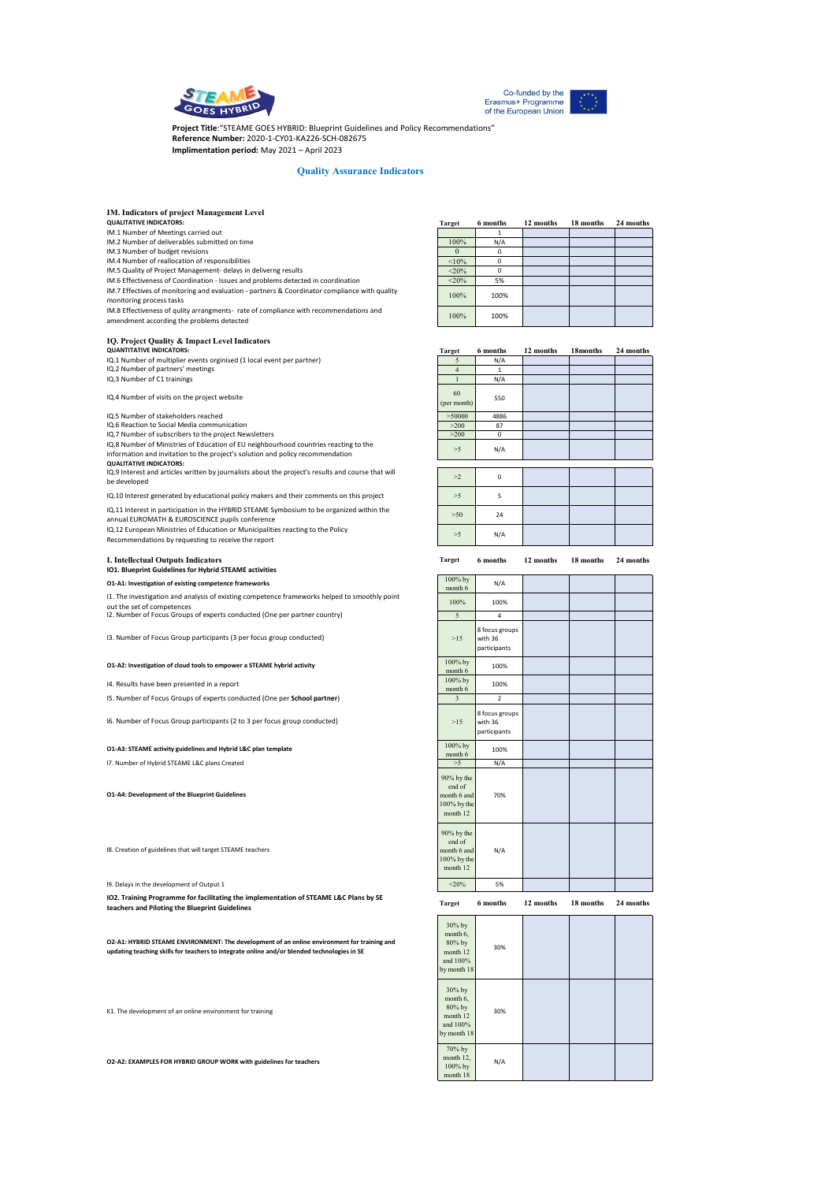**Project Title**:"STEAME GOES HYBRID: Blueprint Guidelines and Policy Recommendations"
**Reference Number:** 2020-1-CY01-KA226-SCH-082675
**Implementation period:** May 2021 – April 2023

## Quality Assurance Indicators

### IM. Indicators of project Management Level

| QUALITATIVE INDICATORS: | Target | 6 months | 12 months | 18 months | 24 months |
|---|---|---|---|---|---|
| IM.1 Number of Meetings carried out | | 1 | | | |
| IM.2 Number of deliverables submitted on time | 100% | N/A | | | |
| IM.3 Number of budget revisions | 0 | 0 | | | |
| IM.4 Number of reallocation of responsibilities | <10% | 0 | | | |
| IM.5 Quality of Project Management- delays in deliverng results | <20% | 0 | | | |
| IM.6 Effectiveness of Coordination - Issues and problems detected in coordination | <20% | 5% | | | |
| IM.7 Effectives of monitoring and evaluation - partners & Coordinator compliance with quality monitoring process tasks | 100% | 100% | | | |
| IM.8 Effectiveness of qulity arrangments- rate of compliance with recommendations and amendment according the problems detected | 100% | 100% | | | |

### IQ. Project Quality & Impact Level Indicators

| QUANTITATIVE INDICATORS: | Target | 6 months | 12 months | 18months | 24 months |
|---|---|---|---|---|---|
| IQ.1 Number of multiplier events orginised (1 local event per partner) | 5 | N/A | | | |
| IQ.2 Number of partners' meetings | 4 | 1 | | | |
| IQ.3 Number of C1 trainings | 1 | N/A | | | |
| IQ.4 Number of visits on the project website | 60 (per month) | 550 | | | |
| IQ.5 Number of stakeholders reached | >50000 | 4886 | | | |
| IQ.6 Reaction to Social Media communication | >200 | 87 | | | |
| IQ.7 Number of subscribers to the project Newsletters | >200 | 0 | | | |
| IQ.8 Number of Ministries of Education of EU neighbourhood countries reacting to the information and invitation to the project's solution and policy recommendation | >5 | N/A | | | |
| **QUALITATIVE INDICATORS:** | | | | | |
| IQ.9 Interest and articles written by journalists about the project's results and course that will be developed | >2 | 0 | | | |
| IQ.10 Interest generated by educational policy makers and their comments on this project | >5 | 5 | | | |
| IQ.11 Interest in participation in the HYBRID STEAME Symbosium to be organized within the annual EUROMATH & EUROSCIENCE pupils conference | >50 | 24 | | | |
| IQ.12 European Ministries of Education or Municipalities reacting to the Policy Recommendations by requesting to receive the report | >5 | N/A | | | |

### I. Intellectual Outputs Indicators

| IO1. Blueprint Guidelines for Hybrid STEAME activities | Target | 6 months | 12 months | 18 months | 24 months |
|---|---|---|---|---|---|
| **O1-A1: Investigation of existing competence frameworks** | 100% by month 6 | N/A | | | |
| I1. The investigation and analysis of existing competence frameworks helped to smoothly point out the set of competences | 100% | 100% | | | |
| I2. Number of Focus Groups of experts conducted (One per partner country) | 5 | 4 | | | |
| I3. Number of Focus Group participants (3 per focus group conducted) | >15 | 8 focus groups with 36 participants | | | |
| **O1-A2: Investigation of cloud tools to empower a STEAME hybrid activity** | 100% by month 6 | 100% | | | |
| I4. Results have been presented in a report | 100% by month 6 | 100% | | | |
| I5. Number of Focus Groups of experts conducted (One per **School partner**) | 3 | 2 | | | |
| I6. Number of Focus Group participants (2 to 3 per focus group conducted) | >15 | 8 focus groups with 36 participants | | | |
| **O1-A3: STEAME activity guidelines and Hybrid L&C plan template** | 100% by month 6 | 100% | | | |
| I7. Number of Hybrid STEAME L&C plans Created | >5 | N/A | | | |
| **O1-A4: Development of the Blueprint Guidelines** | 90% by the end of month 6 and 100% by the month 12 | 70% | | | |
| I8. Creation of guidelines that will target STEAME teachers | 90% by the end of month 6 and 100% by the month 12 | N/A | | | |
| I9. Delays in the development of Output 1 | <20% | 5% | | | |

| IO2. Training Programme for facilitating the implementation of STEAME L&C Plans by SE teachers and Piloting the Blueprint Guidelines | Target | 6 months | 12 months | 18 months | 24 months |
|---|---|---|---|---|---|
| **O2-A1: HYBRID STEAME ENVIRONMENT: The development of an online environment for training and updating teaching skills for teachers to integrate online and/or blended technologies in SE** | 30% by month 6, 80% by month 12 and 100% by month 18 | 30% | | | |
| K1. The development of an online environment for training | 30% by month 6, 80% by month 12 and 100% by month 18 | 30% | | | |
| **O2-A2: EXAMPLES FOR HYBRID GROUP WORK with guidelines for teachers** | 70% by month 12, 100% by month 18 | N/A | | | |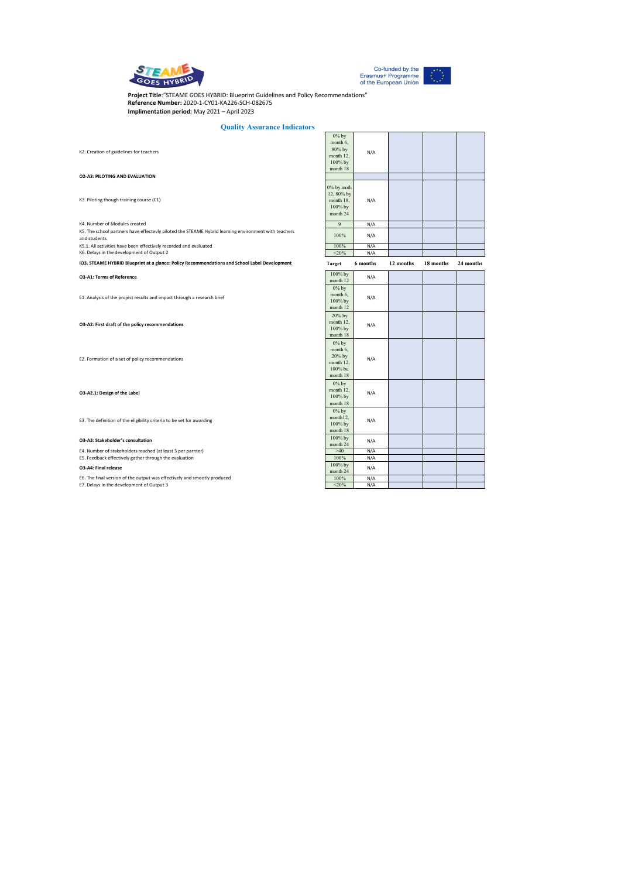**Project Title**:"STEAME GOES HYBRID: Blueprint Guidelines and Policy Recommendations"
**Reference Number:** 2020-1-CY01-KA226-SCH-082675
**Implimentation period:** May 2021 – April 2023

## Quality Assurance Indicators

| | | | | | |
|---|---|---|---|---|---|
| K2. Creation of guidelines for teachers | 0% by month 6, 80% by month 12, 100% by month 18 | N/A | | | |
| **O2-A3: PILOTING AND EVALUATION** | | | | | |
| K3. Piloting though training course (C1) | 0% by moth 12, 80% by month 18, 100% by month 24 | N/A | | | |
| K4. Number of Modules created | 9 | N/A | | | |
| K5. The school partners have effectevly piloted the STEAME Hybrid learning environment with teachers and students | 100% | N/A | | | |
| K5.1. All activities have been effectively recorded and evaluated | 100% | N/A | | | |
| K6. Delays in the development of Output 2 | <20% | N/A | | | |
| **IO3. STEAME HYBRID Blueprint at a glance: Policy Recommendations and School Label Development** | **Target** | **6 months** | **12 months** | **18 months** | **24 months** |
| **O3-A1: Terms of Reference** | 100% by month 12 | N/A | | | |
| E1. Analysis of the project results and impact through a research brief | 0% by month 6, 100% by month 12 | N/A | | | |
| **O3-A2: First draft of the policy recommendations** | 20% by month 12, 100% by month 18 | N/A | | | |
| E2. Formation of a set of policy recommendations | 0% by month 6, 20% by month 12, 100% bu month 18 | N/A | | | |
| **O3-A2.1: Design of the Label** | 0% by month 12, 100% by month 18 | N/A | | | |
| E3. The definition of the eligibility criteria to be set for awarding | 0% by month12, 100% by month 18 | N/A | | | |
| **O3-A3: Stakeholder's consultation** | 100% by month 24 | N/A | | | |
| E4. Number of stakeholders reached (at least 5 per parnter) | >40 | N/A | | | |
| E5. Feedback effectively gather through the evaluation | 100% | N/A | | | |
| **O3-A4: Final release** | 100% by month 24 | N/A | | | |
| E6. The final version of the output was effectively and smootly produced | 100% | N/A | | | |
| E7. Delays in the development of Output 3 | <20% | N/A | | | |